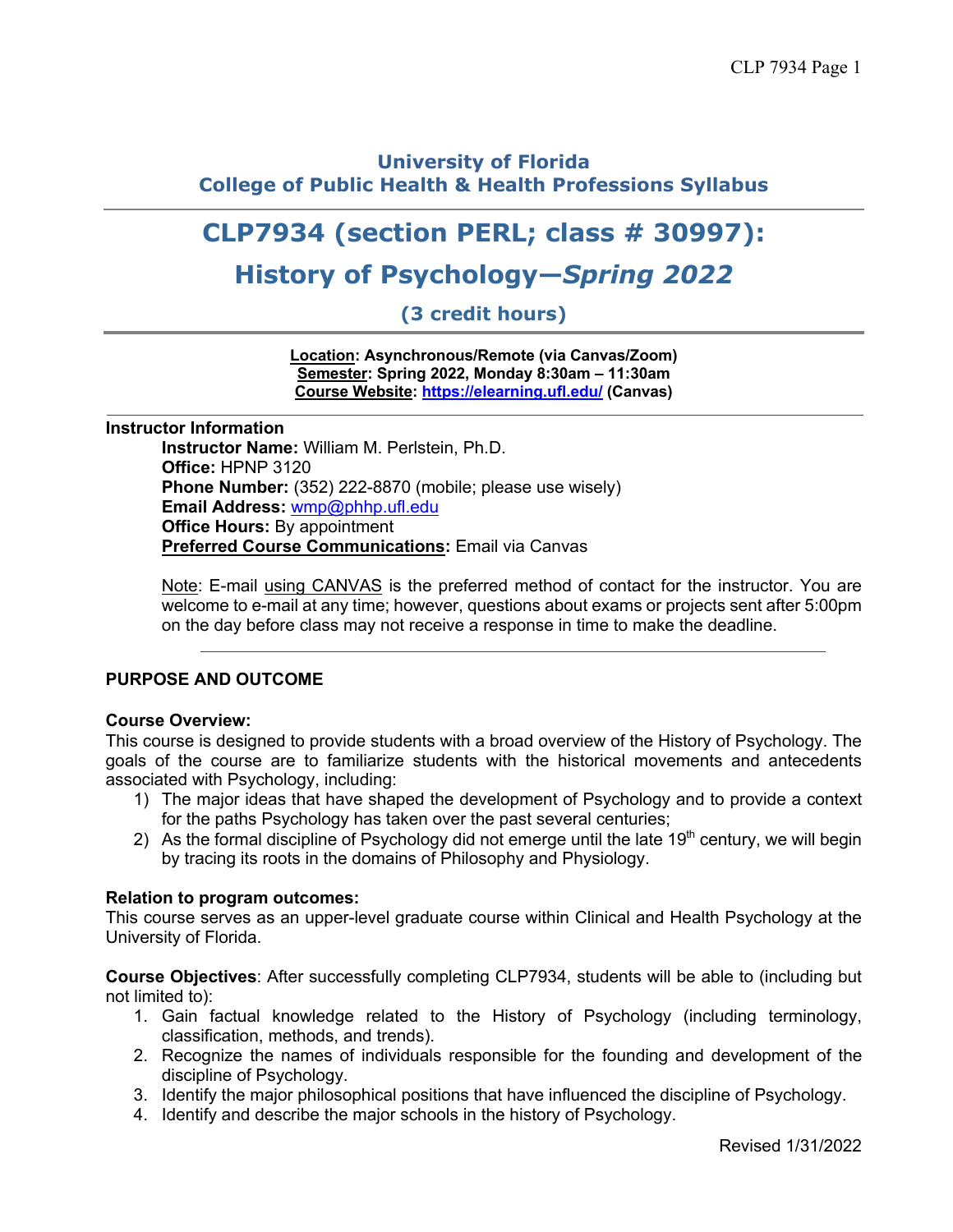# University of Florida
# College of Public Health & Health Professions Syllabus

# CLP7934 (section PERL; class # 30997): History of Psychology—*Spring 2022*

## (3 credit hours)

**Location: Asynchronous/Remote (via Canvas/Zoom)**
**Semester: Spring 2022, Monday 8:30am – 11:30am**
**Course Website: https://elearning.ufl.edu/ (Canvas)**

---

**Instructor Information**

**Instructor Name:** William M. Perlstein, Ph.D.
**Office:** HPNP 3120
**Phone Number:** (352) 222-8870 (mobile; please use wisely)
**Email Address:** wmp@phhp.ufl.edu
**Office Hours:** By appointment
**Preferred Course Communications:** Email via Canvas

Note: E-mail using CANVAS is the preferred method of contact for the instructor. You are welcome to e-mail at any time; however, questions about exams or projects sent after 5:00pm on the day before class may not receive a response in time to make the deadline.

---

**PURPOSE AND OUTCOME**

**Course Overview:**

This course is designed to provide students with a broad overview of the History of Psychology. The goals of the course are to familiarize students with the historical movements and antecedents associated with Psychology, including:

1) The major ideas that have shaped the development of Psychology and to provide a context for the paths Psychology has taken over the past several centuries;
2) As the formal discipline of Psychology did not emerge until the late 19th century, we will begin by tracing its roots in the domains of Philosophy and Physiology.

**Relation to program outcomes:**

This course serves as an upper-level graduate course within Clinical and Health Psychology at the University of Florida.

**Course Objectives**: After successfully completing CLP7934, students will be able to (including but not limited to):

1. Gain factual knowledge related to the History of Psychology (including terminology, classification, methods, and trends).
2. Recognize the names of individuals responsible for the founding and development of the discipline of Psychology.
3. Identify the major philosophical positions that have influenced the discipline of Psychology.
4. Identify and describe the major schools in the history of Psychology.

Revised 1/31/2022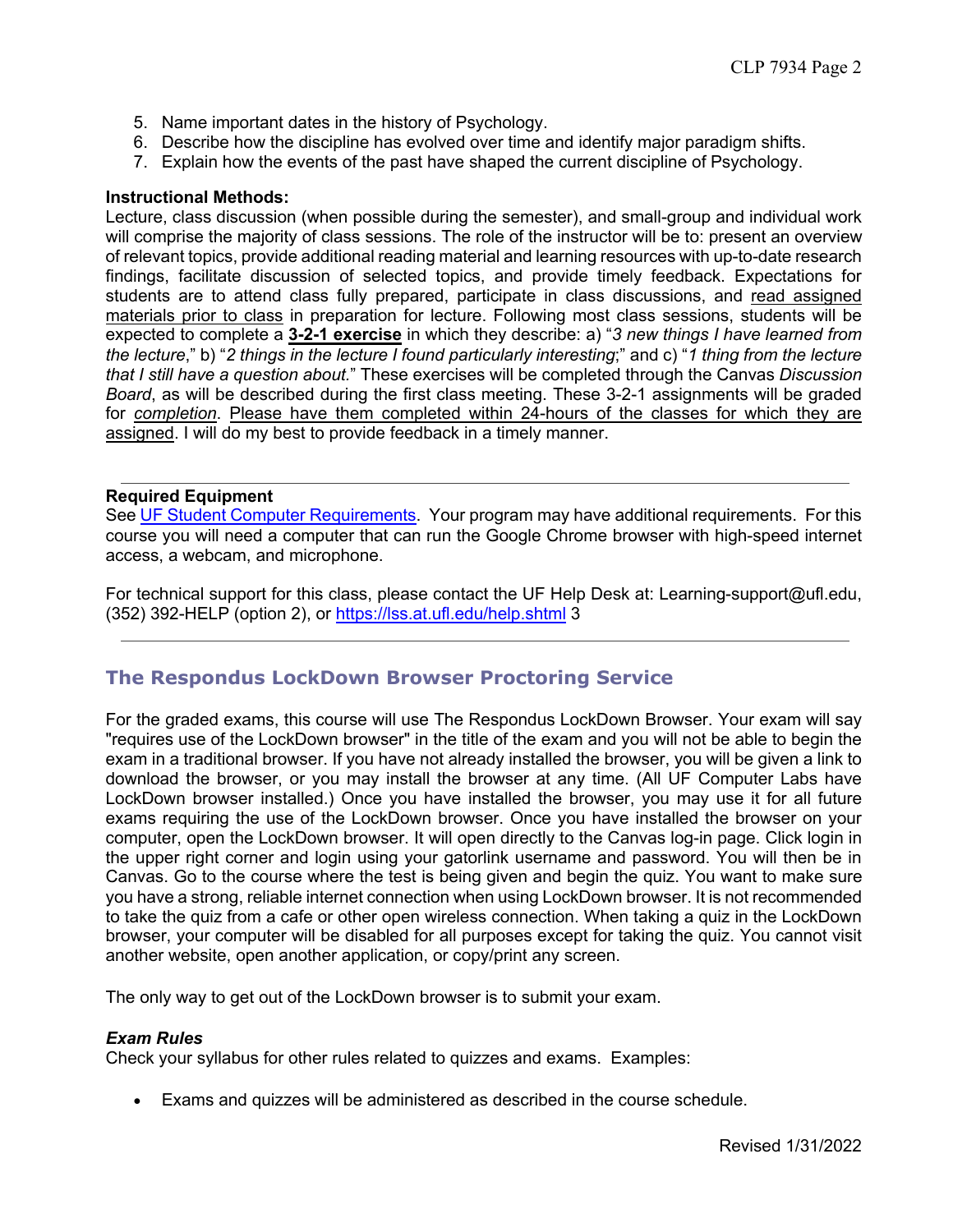5. Name important dates in the history of Psychology.
6. Describe how the discipline has evolved over time and identify major paradigm shifts.
7. Explain how the events of the past have shaped the current discipline of Psychology.

**Instructional Methods:**
Lecture, class discussion (when possible during the semester), and small-group and individual work will comprise the majority of class sessions. The role of the instructor will be to: present an overview of relevant topics, provide additional reading material and learning resources with up-to-date research findings, facilitate discussion of selected topics, and provide timely feedback. Expectations for students are to attend class fully prepared, participate in class discussions, and read assigned materials prior to class in preparation for lecture. Following most class sessions, students will be expected to complete a **3-2-1 exercise** in which they describe: a) "*3 new things I have learned from the lecture*," b) "*2 things in the lecture I found particularly interesting*;" and c) "*1 thing from the lecture that I still have a question about.*" These exercises will be completed through the Canvas *Discussion Board*, as will be described during the first class meeting. These 3-2-1 assignments will be graded for *completion*. Please have them completed within 24-hours of the classes for which they are assigned. I will do my best to provide feedback in a timely manner.

---

**Required Equipment**
See UF Student Computer Requirements. Your program may have additional requirements. For this course you will need a computer that can run the Google Chrome browser with high-speed internet access, a webcam, and microphone.

For technical support for this class, please contact the UF Help Desk at: Learning-support@ufl.edu, (352) 392-HELP (option 2), or https://lss.at.ufl.edu/help.shtml 3

---

## The Respondus LockDown Browser Proctoring Service

For the graded exams, this course will use The Respondus LockDown Browser. Your exam will say "requires use of the LockDown browser" in the title of the exam and you will not be able to begin the exam in a traditional browser. If you have not already installed the browser, you will be given a link to download the browser, or you may install the browser at any time. (All UF Computer Labs have LockDown browser installed.) Once you have installed the browser, you may use it for all future exams requiring the use of the LockDown browser. Once you have installed the browser on your computer, open the LockDown browser. It will open directly to the Canvas log-in page. Click login in the upper right corner and login using your gatorlink username and password. You will then be in Canvas. Go to the course where the test is being given and begin the quiz. You want to make sure you have a strong, reliable internet connection when using LockDown browser. It is not recommended to take the quiz from a cafe or other open wireless connection. When taking a quiz in the LockDown browser, your computer will be disabled for all purposes except for taking the quiz. You cannot visit another website, open another application, or copy/print any screen.

The only way to get out of the LockDown browser is to submit your exam.

### *Exam Rules*
Check your syllabus for other rules related to quizzes and exams. Examples:

- Exams and quizzes will be administered as described in the course schedule.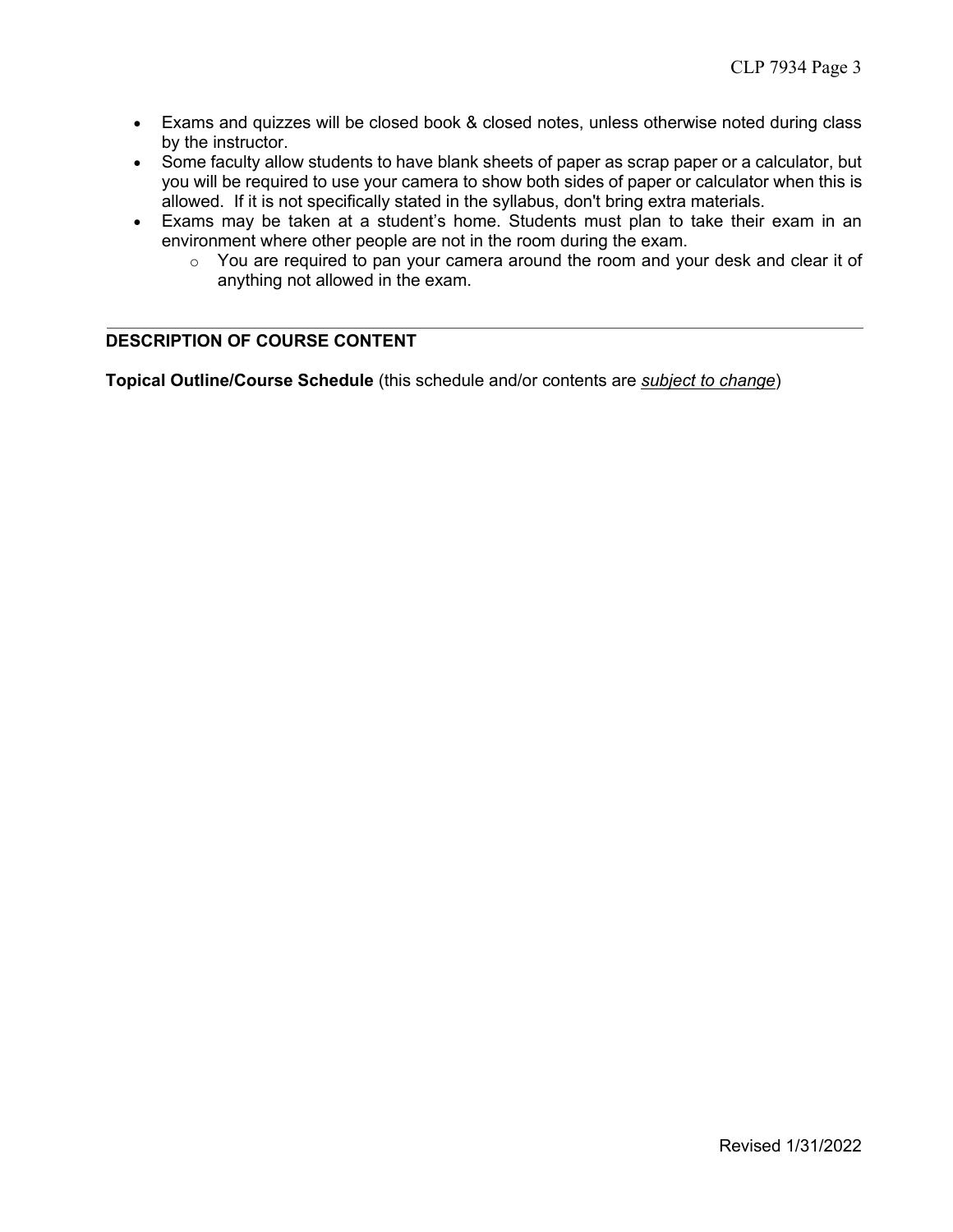- Exams and quizzes will be closed book & closed notes, unless otherwise noted during class by the instructor.
- Some faculty allow students to have blank sheets of paper as scrap paper or a calculator, but you will be required to use your camera to show both sides of paper or calculator when this is allowed. If it is not specifically stated in the syllabus, don't bring extra materials.
- Exams may be taken at a student's home. Students must plan to take their exam in an environment where other people are not in the room during the exam.
  - You are required to pan your camera around the room and your desk and clear it of anything not allowed in the exam.

---

## DESCRIPTION OF COURSE CONTENT

**Topical Outline/Course Schedule** (this schedule and/or contents are *subject to change*)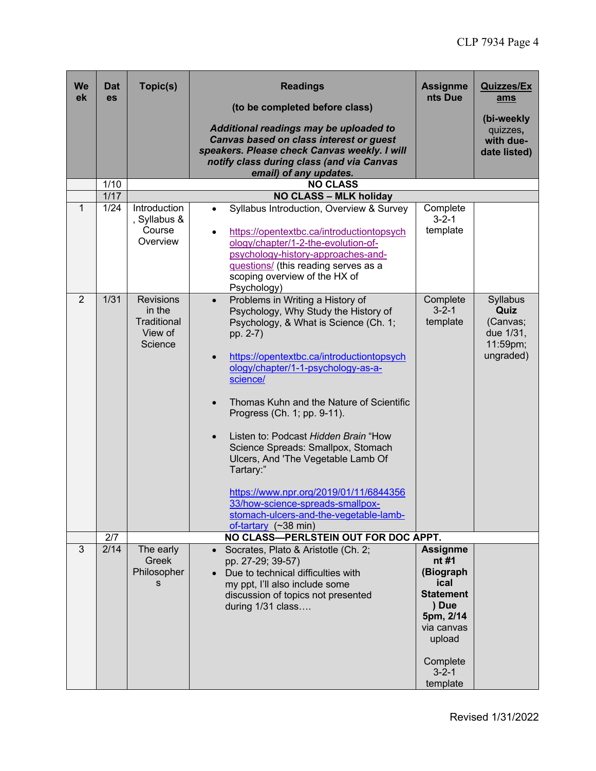| Week | Dates | Topic(s) | Readings<br><br>(to be completed before class)<br><br>***Additional readings may be uploaded to Canvas based on class interest or guest speakers. Please check Canvas weekly. I will notify class during class (and via Canvas email) of any updates.*** | Assignments Due | Quizzes/Exams<br><br>(bi-weekly quizzes, with due-date listed) |
|---|---|---|---|---|---|
| | 1/10 | **NO CLASS** | | | |
| | 1/17 | **NO CLASS – MLK holiday** | | | |
| 1 | 1/24 | Introduction, Syllabus & Course Overview | • Syllabus Introduction, Overview & Survey<br>• https://opentextbc.ca/introductiontopsychology/chapter/1-2-the-evolution-of-psychology-history-approaches-and-questions/ (this reading serves as a scoping overview of the HX of Psychology) | Complete 3-2-1 template | |
| 2 | 1/31 | Revisions in the Traditional View of Science | • Problems in Writing a History of Psychology, Why Study the History of Psychology, & What is Science (Ch. 1; pp. 2-7)<br>• https://opentextbc.ca/introductiontopsychology/chapter/1-1-psychology-as-a-science/<br>• Thomas Kuhn and the Nature of Scientific Progress (Ch. 1; pp. 9-11).<br>• Listen to: Podcast *Hidden Brain* "How Science Spreads: Smallpox, Stomach Ulcers, And 'The Vegetable Lamb Of Tartary:"<br>https://www.npr.org/2019/01/11/684435633/how-science-spreads-smallpox-stomach-ulcers-and-the-vegetable-lamb-of-tartary (~38 min) | Complete 3-2-1 template | Syllabus **Quiz** (Canvas; due 1/31, 11:59pm; ungraded) |
| | 2/7 | **NO CLASS—PERLSTEIN OUT FOR DOC APPT.** | | | |
| 3 | 2/14 | The early Greek Philosophers | • Socrates, Plato & Aristotle (Ch. 2; pp. 27-29; 39-57)<br>• Due to technical difficulties with my ppt, I'll also include some discussion of topics not presented during 1/31 class…. | **Assignment #1 (Biographical Statement) Due 5pm, 2/14** via canvas upload<br><br>Complete 3-2-1 template | |

Revised 1/31/2022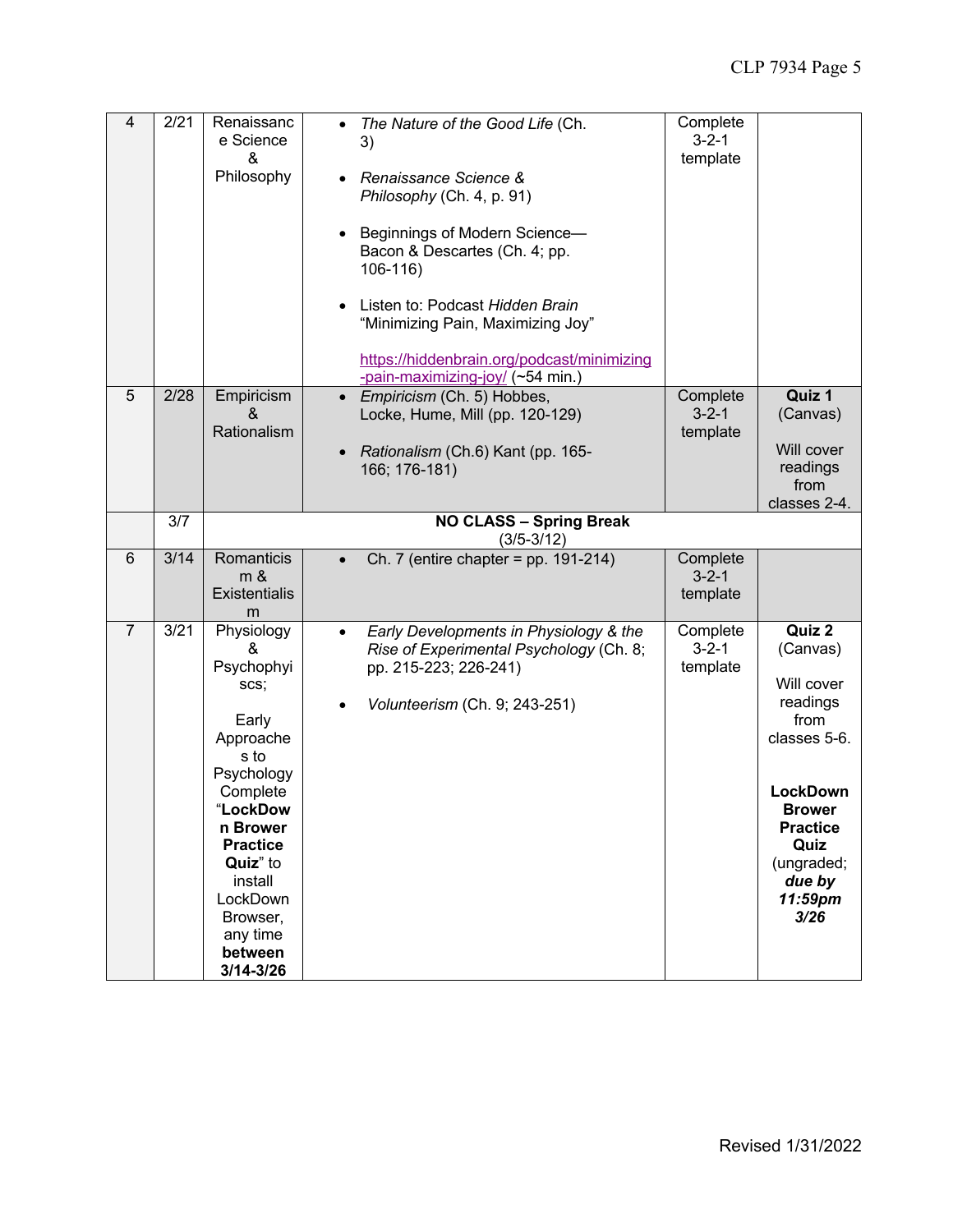| 4 | 2/21 | Renaissance Science & Philosophy | • *The Nature of the Good Life* (Ch. 3)<br><br>• *Renaissance Science & Philosophy* (Ch. 4, p. 91)<br><br>• Beginnings of Modern Science—Bacon & Descartes (Ch. 4; pp. 106-116)<br><br>• Listen to: Podcast *Hidden Brain* "Minimizing Pain, Maximizing Joy"<br><br>https://hiddenbrain.org/podcast/minimizing-pain-maximizing-joy/ (~54 min.) | Complete 3-2-1 template | |
|---|---|---|---|---|---|
| 5 | 2/28 | Empiricism & Rationalism | • *Empiricism* (Ch. 5) Hobbes, Locke, Hume, Mill (pp. 120-129)<br><br>• *Rationalism* (Ch.6) Kant (pp. 165-166; 176-181) | Complete 3-2-1 template | **Quiz 1** (Canvas)<br><br>Will cover readings from classes 2-4. |
| | 3/7 | **NO CLASS – Spring Break** (3/5-3/12) | | | |
| 6 | 3/14 | Romanticism & Existentialism | • Ch. 7 (entire chapter = pp. 191-214) | Complete 3-2-1 template | |
| 7 | 3/21 | Physiology & Psychophysics;<br><br>Early Approaches to Psychology Complete "**LockDown Brower Practice Quiz**" to install LockDown Browser, any time **between 3/14-3/26** | • *Early Developments in Physiology & the Rise of Experimental Psychology* (Ch. 8; pp. 215-223; 226-241)<br><br>• *Volunteerism* (Ch. 9; 243-251) | Complete 3-2-1 template | **Quiz 2** (Canvas)<br><br>Will cover readings from classes 5-6.<br><br>**LockDown Brower Practice Quiz** (ungraded; ***due by 11:59pm 3/26***) |

Revised 1/31/2022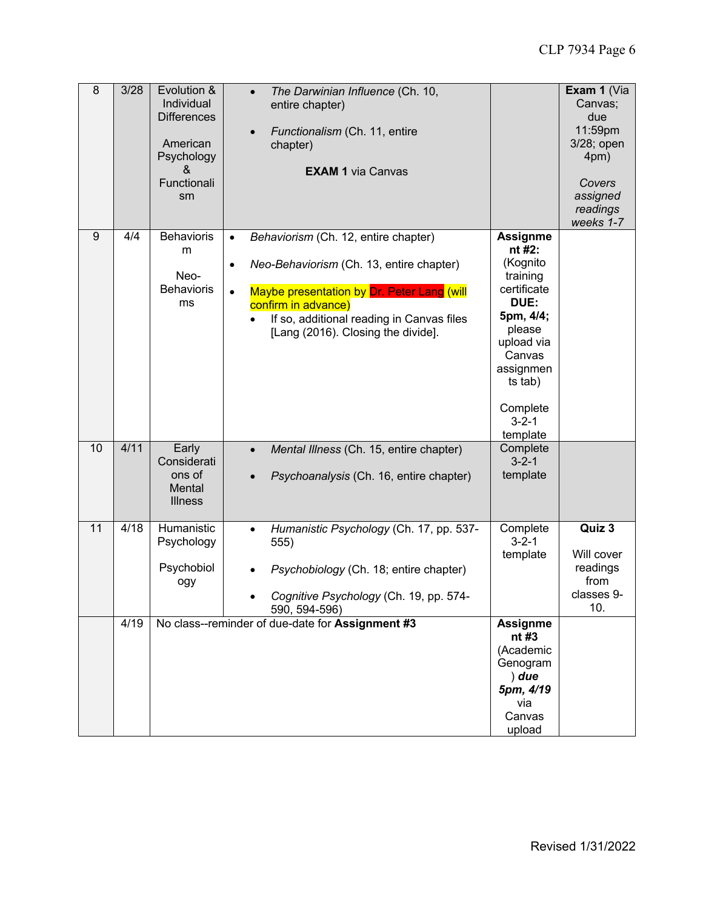| 8 | 3/28 | Evolution & Individual Differences<br><br>American Psychology & Functionalism | • *The Darwinian Influence* (Ch. 10, entire chapter)<br>• *Functionalism* (Ch. 11, entire chapter)<br><br>**EXAM 1** via Canvas | | **Exam 1** (Via Canvas; due 11:59pm 3/28; open 4pm)<br><br>*Covers assigned readings weeks 1-7* |
|---|---|---|---|---|---|
| 9 | 4/4 | Behaviorism<br><br>Neo-Behaviorisms | • *Behaviorism* (Ch. 12, entire chapter)<br>• *Neo-Behaviorism* (Ch. 13, entire chapter)<br>• Maybe presentation by Dr. Peter Lang (will confirm in advance)<br>  • If so, additional reading in Canvas files [Lang (2016). Closing the divide]. | **Assignment #2:** (Kognito training certificate **DUE: 5pm, 4/4;** please upload via Canvas assignments tab)<br><br>Complete 3-2-1 template | |
| 10 | 4/11 | Early Considerations of Mental Illness | • *Mental Illness* (Ch. 15, entire chapter)<br>• *Psychoanalysis* (Ch. 16, entire chapter) | Complete 3-2-1 template | |
| 11 | 4/18 | Humanistic Psychology<br><br>Psychobiology | • *Humanistic Psychology* (Ch. 17, pp. 537-555)<br>• *Psychobiology* (Ch. 18; entire chapter)<br>• *Cognitive Psychology* (Ch. 19, pp. 574-590, 594-596) | Complete 3-2-1 template | **Quiz 3**<br><br>Will cover readings from classes 9-10. |
| | 4/19 | No class--reminder of due-date for **Assignment #3** | | **Assignment #3** (Academic Genogram) ***due 5pm, 4/19*** via Canvas upload | |

Revised 1/31/2022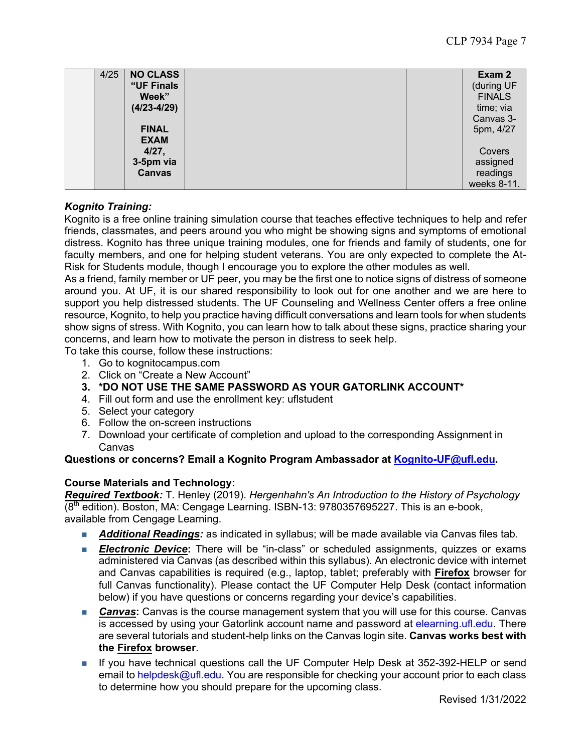| | 4/25 | **NO CLASS "UF Finals Week" (4/23-4/29)** **FINAL EXAM 4/27, 3-5pm via Canvas** | | | **Exam 2** (during UF FINALS time; via Canvas 3-5pm, 4/27 Covers assigned readings weeks 8-11. |
|---|---|---|---|---|---|

***Kognito Training:***
Kognito is a free online training simulation course that teaches effective techniques to help and refer friends, classmates, and peers around you who might be showing signs and symptoms of emotional distress. Kognito has three unique training modules, one for friends and family of students, one for faculty members, and one for helping student veterans. You are only expected to complete the At-Risk for Students module, though I encourage you to explore the other modules as well.
As a friend, family member or UF peer, you may be the first one to notice signs of distress of someone around you. At UF, it is our shared responsibility to look out for one another and we are here to support you help distressed students. The UF Counseling and Wellness Center offers a free online resource, Kognito, to help you practice having difficult conversations and learn tools for when students show signs of stress. With Kognito, you can learn how to talk about these signs, practice sharing your concerns, and learn how to motivate the person in distress to seek help.
To take this course, follow these instructions:

1. Go to kognitocampus.com
2. Click on "Create a New Account"
3. **\*DO NOT USE THE SAME PASSWORD AS YOUR GATORLINK ACCOUNT\***
4. Fill out form and use the enrollment key: uflstudent
5. Select your category
6. Follow the on-screen instructions
7. Download your certificate of completion and upload to the corresponding Assignment in Canvas

**Questions or concerns? Email a Kognito Program Ambassador at Kognito-UF@ufl.edu.**

**Course Materials and Technology:**
***Required Textbook:*** T. Henley (2019). *Hergenhahn's An Introduction to the History of Psychology* (8th edition). Boston, MA: Cengage Learning. ISBN-13: 9780357695227. This is an e-book, available from Cengage Learning.

- ***Additional Readings:*** as indicated in syllabus; will be made available via Canvas files tab.
- ***Electronic Device*:** There will be "in-class" or scheduled assignments, quizzes or exams administered via Canvas (as described within this syllabus). An electronic device with internet and Canvas capabilities is required (e.g., laptop, tablet; preferably with **Firefox** browser for full Canvas functionality). Please contact the UF Computer Help Desk (contact information below) if you have questions or concerns regarding your device's capabilities.
- ***Canvas*:** Canvas is the course management system that you will use for this course. Canvas is accessed by using your Gatorlink account name and password at elearning.ufl.edu. There are several tutorials and student-help links on the Canvas login site. **Canvas works best with the Firefox browser**.
- If you have technical questions call the UF Computer Help Desk at 352-392-HELP or send email to helpdesk@ufl.edu. You are responsible for checking your account prior to each class to determine how you should prepare for the upcoming class.

Revised 1/31/2022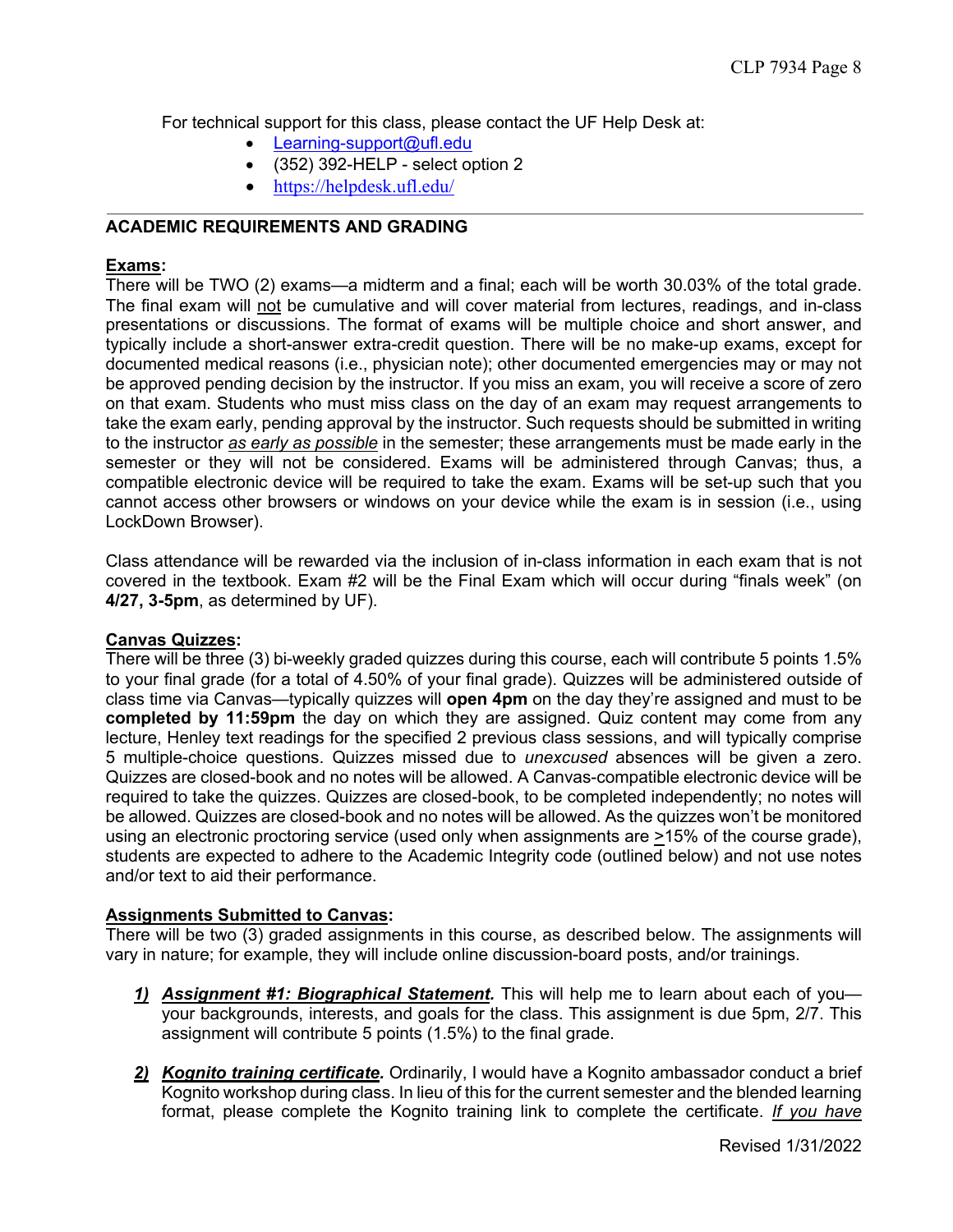For technical support for this class, please contact the UF Help Desk at:

- Learning-support@ufl.edu
- (352) 392-HELP - select option 2
- https://helpdesk.ufl.edu/

---

**ACADEMIC REQUIREMENTS AND GRADING**

**Exams:**

There will be TWO (2) exams—a midterm and a final; each will be worth 30.03% of the total grade. The final exam will not be cumulative and will cover material from lectures, readings, and in-class presentations or discussions. The format of exams will be multiple choice and short answer, and typically include a short-answer extra-credit question. There will be no make-up exams, except for documented medical reasons (i.e., physician note); other documented emergencies may or may not be approved pending decision by the instructor. If you miss an exam, you will receive a score of zero on that exam. Students who must miss class on the day of an exam may request arrangements to take the exam early, pending approval by the instructor. Such requests should be submitted in writing to the instructor *as early as possible* in the semester; these arrangements must be made early in the semester or they will not be considered. Exams will be administered through Canvas; thus, a compatible electronic device will be required to take the exam. Exams will be set-up such that you cannot access other browsers or windows on your device while the exam is in session (i.e., using LockDown Browser).

Class attendance will be rewarded via the inclusion of in-class information in each exam that is not covered in the textbook. Exam #2 will be the Final Exam which will occur during "finals week" (on **4/27, 3-5pm**, as determined by UF).

**Canvas Quizzes:**

There will be three (3) bi-weekly graded quizzes during this course, each will contribute 5 points 1.5% to your final grade (for a total of 4.50% of your final grade). Quizzes will be administered outside of class time via Canvas—typically quizzes will **open 4pm** on the day they're assigned and must to be **completed by 11:59pm** the day on which they are assigned. Quiz content may come from any lecture, Henley text readings for the specified 2 previous class sessions, and will typically comprise 5 multiple-choice questions. Quizzes missed due to *unexcused* absences will be given a zero. Quizzes are closed-book and no notes will be allowed. A Canvas-compatible electronic device will be required to take the quizzes. Quizzes are closed-book, to be completed independently; no notes will be allowed. Quizzes are closed-book and no notes will be allowed. As the quizzes won't be monitored using an electronic proctoring service (used only when assignments are ≥15% of the course grade), students are expected to adhere to the Academic Integrity code (outlined below) and not use notes and/or text to aid their performance.

**Assignments Submitted to Canvas:**

There will be two (3) graded assignments in this course, as described below. The assignments will vary in nature; for example, they will include online discussion-board posts, and/or trainings.

1) ***Assignment #1: Biographical Statement.*** This will help me to learn about each of you—your backgrounds, interests, and goals for the class. This assignment is due 5pm, 2/7. This assignment will contribute 5 points (1.5%) to the final grade.

2) ***Kognito training certificate.*** Ordinarily, I would have a Kognito ambassador conduct a brief Kognito workshop during class. In lieu of this for the current semester and the blended learning format, please complete the Kognito training link to complete the certificate. *If you have*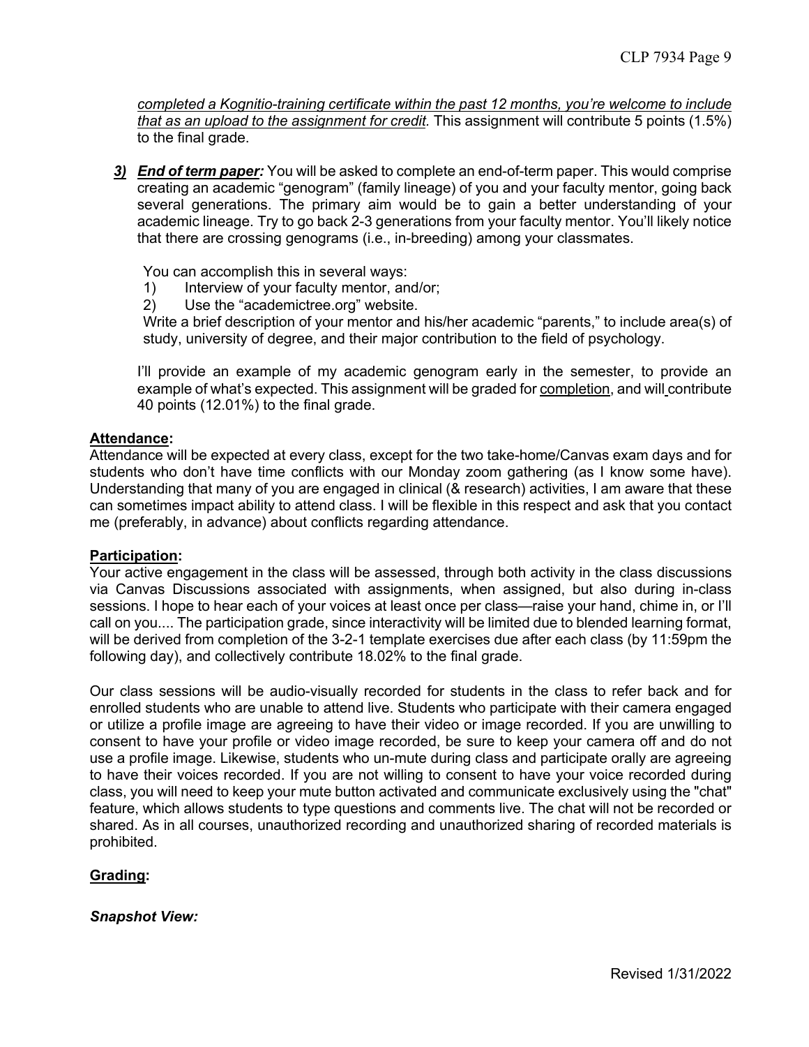*completed a Kognitio-training certificate within the past 12 months, you're welcome to include that as an upload to the assignment for credit*. This assignment will contribute 5 points (1.5%) to the final grade.

***3) End of term paper:*** You will be asked to complete an end-of-term paper. This would comprise creating an academic "genogram" (family lineage) of you and your faculty mentor, going back several generations. The primary aim would be to gain a better understanding of your academic lineage. Try to go back 2-3 generations from your faculty mentor. You'll likely notice that there are crossing genograms (i.e., in-breeding) among your classmates.

You can accomplish this in several ways:

1) Interview of your faculty mentor, and/or;
2) Use the "academictree.org" website.

Write a brief description of your mentor and his/her academic "parents," to include area(s) of study, university of degree, and their major contribution to the field of psychology.

I'll provide an example of my academic genogram early in the semester, to provide an example of what's expected. This assignment will be graded for completion, and will contribute 40 points (12.01%) to the final grade.

**Attendance:**

Attendance will be expected at every class, except for the two take-home/Canvas exam days and for students who don't have time conflicts with our Monday zoom gathering (as I know some have). Understanding that many of you are engaged in clinical (& research) activities, I am aware that these can sometimes impact ability to attend class. I will be flexible in this respect and ask that you contact me (preferably, in advance) about conflicts regarding attendance.

**Participation:**

Your active engagement in the class will be assessed, through both activity in the class discussions via Canvas Discussions associated with assignments, when assigned, but also during in-class sessions. I hope to hear each of your voices at least once per class—raise your hand, chime in, or I'll call on you.... The participation grade, since interactivity will be limited due to blended learning format, will be derived from completion of the 3-2-1 template exercises due after each class (by 11:59pm the following day), and collectively contribute 18.02% to the final grade.

Our class sessions will be audio-visually recorded for students in the class to refer back and for enrolled students who are unable to attend live. Students who participate with their camera engaged or utilize a profile image are agreeing to have their video or image recorded. If you are unwilling to consent to have your profile or video image recorded, be sure to keep your camera off and do not use a profile image. Likewise, students who un-mute during class and participate orally are agreeing to have their voices recorded. If you are not willing to consent to have your voice recorded during class, you will need to keep your mute button activated and communicate exclusively using the "chat" feature, which allows students to type questions and comments live. The chat will not be recorded or shared. As in all courses, unauthorized recording and unauthorized sharing of recorded materials is prohibited.

**Grading:**

***Snapshot View:***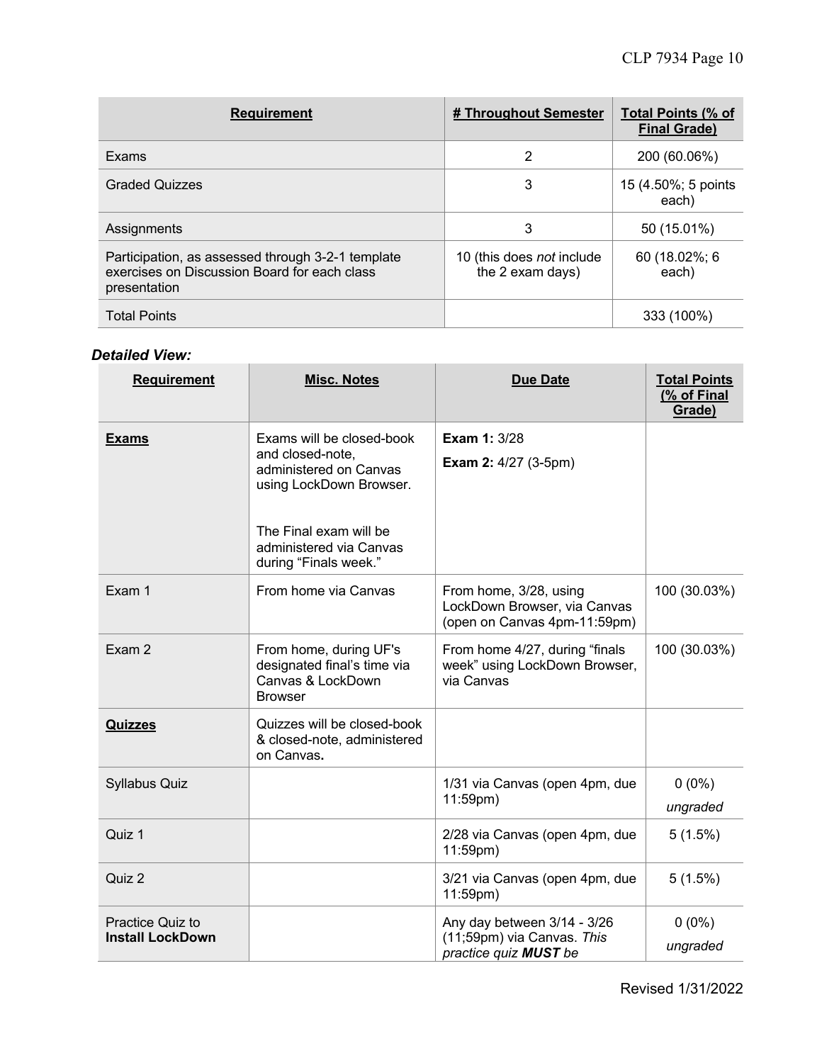| Requirement | # Throughout Semester | Total Points (% of Final Grade) |
|---|---|---|
| Exams | 2 | 200 (60.06%) |
| Graded Quizzes | 3 | 15 (4.50%; 5 points each) |
| Assignments | 3 | 50 (15.01%) |
| Participation, as assessed through 3-2-1 template exercises on Discussion Board for each class presentation | 10 (this does *not* include the 2 exam days) | 60 (18.02%; 6 each) |
| Total Points | | 333 (100%) |

***Detailed View:***

| Requirement | Misc. Notes | Due Date | Total Points (% of Final Grade) |
|---|---|---|---|
| **Exams** | Exams will be closed-book and closed-note, administered on Canvas using LockDown Browser.<br><br>The Final exam will be administered via Canvas during "Finals week." | **Exam 1:** 3/28<br>**Exam 2:** 4/27 (3-5pm) | |
| Exam 1 | From home via Canvas | From home, 3/28, using LockDown Browser, via Canvas (open on Canvas 4pm-11:59pm) | 100 (30.03%) |
| Exam 2 | From home, during UF's designated final's time via Canvas & LockDown Browser | From home 4/27, during "finals week" using LockDown Browser, via Canvas | 100 (30.03%) |
| **Quizzes** | Quizzes will be closed-book & closed-note, administered on Canvas**.** | | |
| Syllabus Quiz | | 1/31 via Canvas (open 4pm, due 11:59pm) | 0 (0%)<br>*ungraded* |
| Quiz 1 | | 2/28 via Canvas (open 4pm, due 11:59pm) | 5 (1.5%) |
| Quiz 2 | | 3/21 via Canvas (open 4pm, due 11:59pm) | 5 (1.5%) |
| Practice Quiz to **Install LockDown** | | Any day between 3/14 - 3/26 (11;59pm) via Canvas. *This practice quiz **MUST** be* | 0 (0%)<br>*ungraded* |

Revised 1/31/2022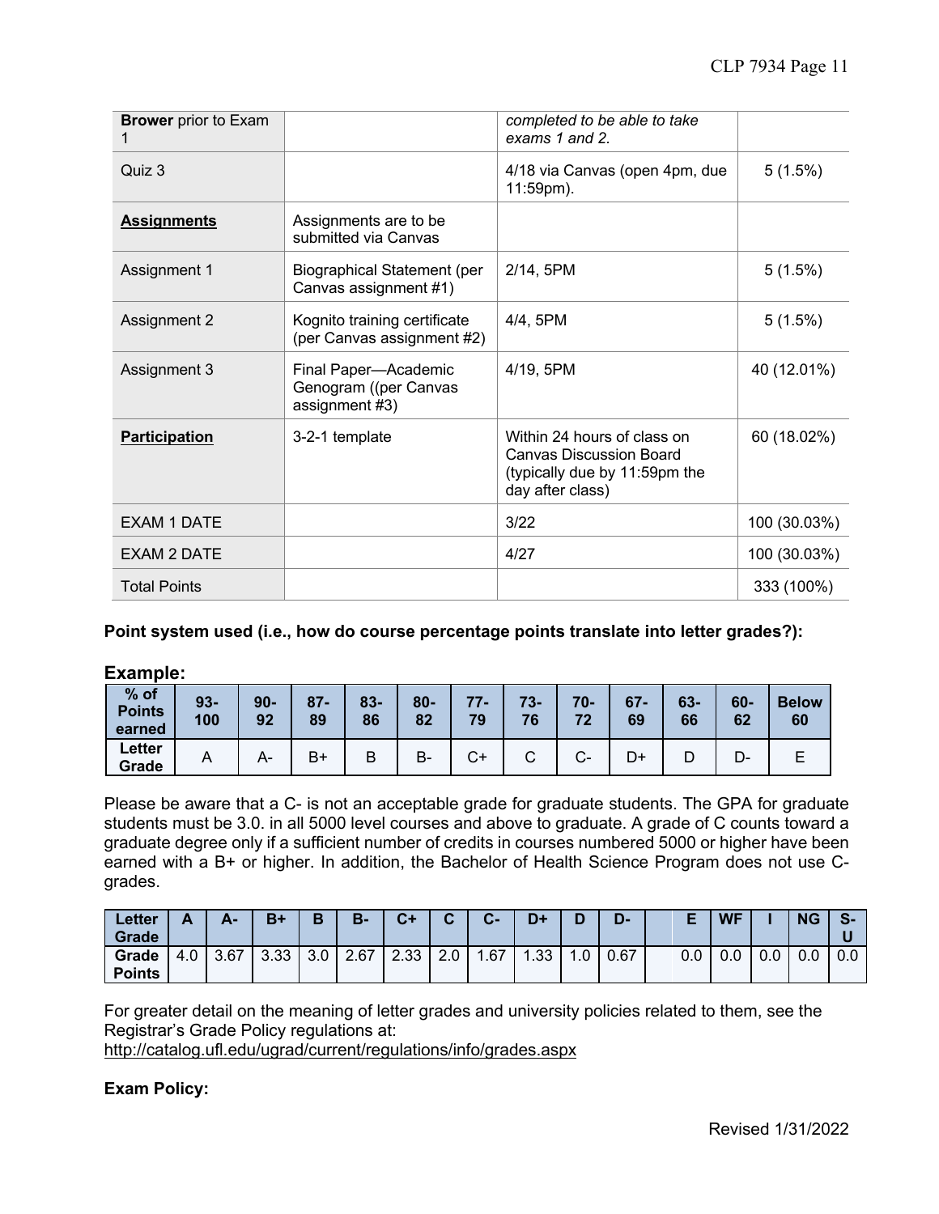| **Brower** prior to Exam 1 | | *completed to be able to take exams 1 and 2.* | |
|---|---|---|---|
| Quiz 3 | | 4/18 via Canvas (open 4pm, due 11:59pm). | 5 (1.5%) |
| **Assignments** | Assignments are to be submitted via Canvas | | |
| Assignment 1 | Biographical Statement (per Canvas assignment #1) | 2/14, 5PM | 5 (1.5%) |
| Assignment 2 | Kognito training certificate (per Canvas assignment #2) | 4/4, 5PM | 5 (1.5%) |
| Assignment 3 | Final Paper—Academic Genogram ((per Canvas assignment #3) | 4/19, 5PM | 40 (12.01%) |
| **Participation** | 3-2-1 template | Within 24 hours of class on Canvas Discussion Board (typically due by 11:59pm the day after class) | 60 (18.02%) |
| EXAM 1 DATE | | 3/22 | 100 (30.03%) |
| EXAM 2 DATE | | 4/27 | 100 (30.03%) |
| Total Points | | | 333 (100%) |

**Point system used (i.e., how do course percentage points translate into letter grades?):**

**Example:**

| % of Points earned | 93-100 | 90-92 | 87-89 | 83-86 | 80-82 | 77-79 | 73-76 | 70-72 | 67-69 | 63-66 | 60-62 | Below 60 |
|---|---|---|---|---|---|---|---|---|---|---|---|---|
| **Letter Grade** | A | A- | B+ | B | B- | C+ | C | C- | D+ | D | D- | E |

Please be aware that a C- is not an acceptable grade for graduate students. The GPA for graduate students must be 3.0. in all 5000 level courses and above to graduate. A grade of C counts toward a graduate degree only if a sufficient number of credits in courses numbered 5000 or higher have been earned with a B+ or higher. In addition, the Bachelor of Health Science Program does not use C- grades.

| Letter Grade | A | A- | B+ | B | B- | C+ | C | C- | D+ | D | D- | | E | WF | I | NG | S-U |
|---|---|---|---|---|---|---|---|---|---|---|---|---|---|---|---|---|---|
| **Grade Points** | 4.0 | 3.67 | 3.33 | 3.0 | 2.67 | 2.33 | 2.0 | 1.67 | 1.33 | 1.0 | 0.67 | | 0.0 | 0.0 | 0.0 | 0.0 | 0.0 |

For greater detail on the meaning of letter grades and university policies related to them, see the Registrar's Grade Policy regulations at:
http://catalog.ufl.edu/ugrad/current/regulations/info/grades.aspx

**Exam Policy:**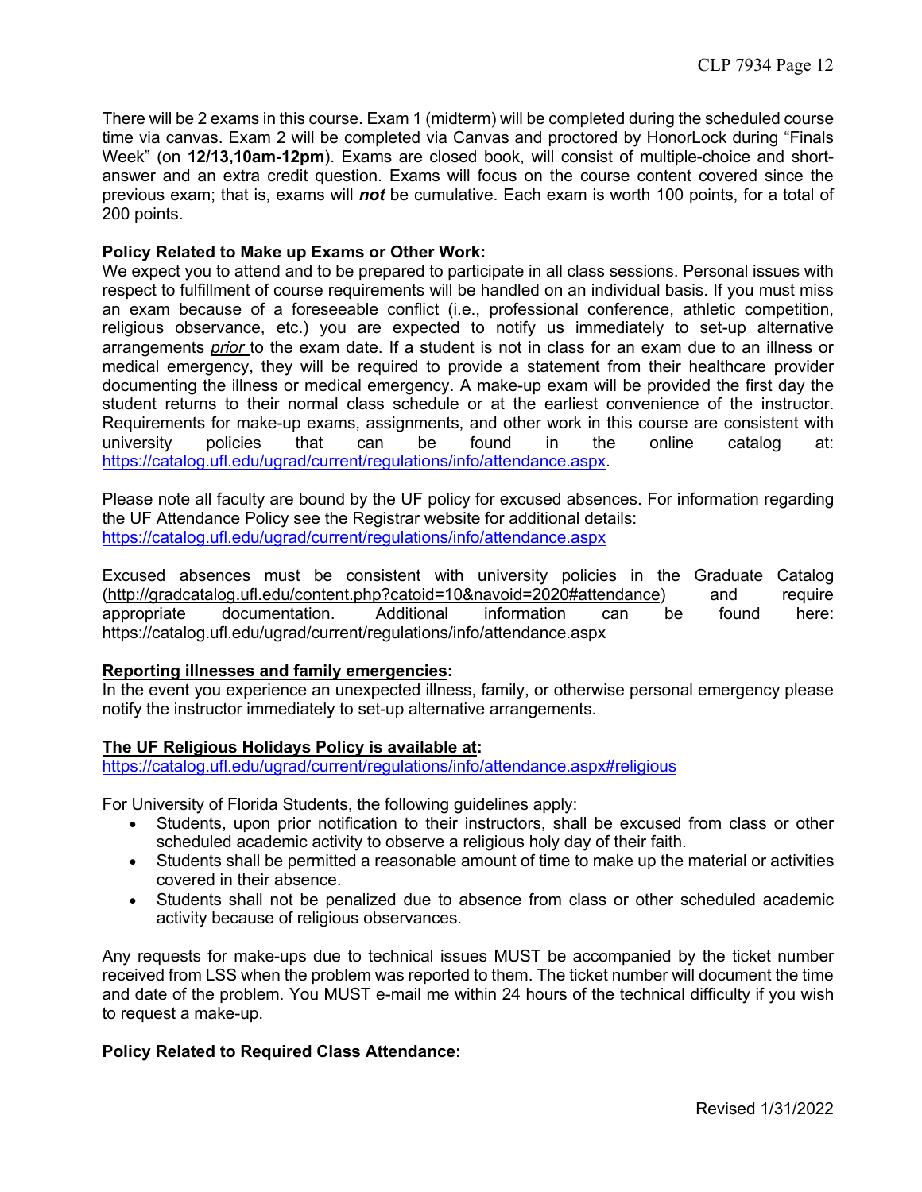There will be 2 exams in this course. Exam 1 (midterm) will be completed during the scheduled course time via canvas. Exam 2 will be completed via Canvas and proctored by HonorLock during "Finals Week" (on **12/13,10am-12pm**). Exams are closed book, will consist of multiple-choice and short-answer and an extra credit question. Exams will focus on the course content covered since the previous exam; that is, exams will ***not*** be cumulative. Each exam is worth 100 points, for a total of 200 points.

**Policy Related to Make up Exams or Other Work:**
We expect you to attend and to be prepared to participate in all class sessions. Personal issues with respect to fulfillment of course requirements will be handled on an individual basis. If you must miss an exam because of a foreseeable conflict (i.e., professional conference, athletic competition, religious observance, etc.) you are expected to notify us immediately to set-up alternative arrangements *prior* to the exam date. If a student is not in class for an exam due to an illness or medical emergency, they will be required to provide a statement from their healthcare provider documenting the illness or medical emergency. A make-up exam will be provided the first day the student returns to their normal class schedule or at the earliest convenience of the instructor. Requirements for make-up exams, assignments, and other work in this course are consistent with university policies that can be found in the online catalog at: https://catalog.ufl.edu/ugrad/current/regulations/info/attendance.aspx.

Please note all faculty are bound by the UF policy for excused absences. For information regarding the UF Attendance Policy see the Registrar website for additional details: https://catalog.ufl.edu/ugrad/current/regulations/info/attendance.aspx

Excused absences must be consistent with university policies in the Graduate Catalog (http://gradcatalog.ufl.edu/content.php?catoid=10&navoid=2020#attendance) and require appropriate documentation. Additional information can be found here: https://catalog.ufl.edu/ugrad/current/regulations/info/attendance.aspx

**Reporting illnesses and family emergencies:**
In the event you experience an unexpected illness, family, or otherwise personal emergency please notify the instructor immediately to set-up alternative arrangements.

**The UF Religious Holidays Policy is available at:**
https://catalog.ufl.edu/ugrad/current/regulations/info/attendance.aspx#religious

For University of Florida Students, the following guidelines apply:

- Students, upon prior notification to their instructors, shall be excused from class or other scheduled academic activity to observe a religious holy day of their faith.
- Students shall be permitted a reasonable amount of time to make up the material or activities covered in their absence.
- Students shall not be penalized due to absence from class or other scheduled academic activity because of religious observances.

Any requests for make-ups due to technical issues MUST be accompanied by the ticket number received from LSS when the problem was reported to them. The ticket number will document the time and date of the problem. You MUST e-mail me within 24 hours of the technical difficulty if you wish to request a make-up.

**Policy Related to Required Class Attendance:**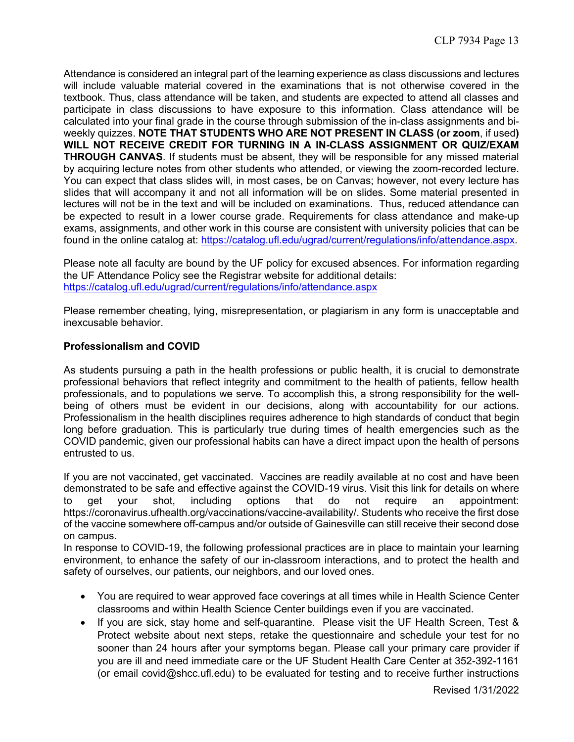Attendance is considered an integral part of the learning experience as class discussions and lectures will include valuable material covered in the examinations that is not otherwise covered in the textbook. Thus, class attendance will be taken, and students are expected to attend all classes and participate in class discussions to have exposure to this information. Class attendance will be calculated into your final grade in the course through submission of the in-class assignments and bi-weekly quizzes. **NOTE THAT STUDENTS WHO ARE NOT PRESENT IN CLASS (or zoom**, if used**) WILL NOT RECEIVE CREDIT FOR TURNING IN A IN-CLASS ASSIGNMENT OR QUIZ/EXAM THROUGH CANVAS**. If students must be absent, they will be responsible for any missed material by acquiring lecture notes from other students who attended, or viewing the zoom-recorded lecture. You can expect that class slides will, in most cases, be on Canvas; however, not every lecture has slides that will accompany it and not all information will be on slides. Some material presented in lectures will not be in the text and will be included on examinations. Thus, reduced attendance can be expected to result in a lower course grade. Requirements for class attendance and make-up exams, assignments, and other work in this course are consistent with university policies that can be found in the online catalog at: https://catalog.ufl.edu/ugrad/current/regulations/info/attendance.aspx.

Please note all faculty are bound by the UF policy for excused absences. For information regarding the UF Attendance Policy see the Registrar website for additional details: https://catalog.ufl.edu/ugrad/current/regulations/info/attendance.aspx

Please remember cheating, lying, misrepresentation, or plagiarism in any form is unacceptable and inexcusable behavior.

**Professionalism and COVID**

As students pursuing a path in the health professions or public health, it is crucial to demonstrate professional behaviors that reflect integrity and commitment to the health of patients, fellow health professionals, and to populations we serve. To accomplish this, a strong responsibility for the well-being of others must be evident in our decisions, along with accountability for our actions. Professionalism in the health disciplines requires adherence to high standards of conduct that begin long before graduation. This is particularly true during times of health emergencies such as the COVID pandemic, given our professional habits can have a direct impact upon the health of persons entrusted to us.

If you are not vaccinated, get vaccinated. Vaccines are readily available at no cost and have been demonstrated to be safe and effective against the COVID-19 virus. Visit this link for details on where to get your shot, including options that do not require an appointment: https://coronavirus.ufhealth.org/vaccinations/vaccine-availability/. Students who receive the first dose of the vaccine somewhere off-campus and/or outside of Gainesville can still receive their second dose on campus.

In response to COVID-19, the following professional practices are in place to maintain your learning environment, to enhance the safety of our in-classroom interactions, and to protect the health and safety of ourselves, our patients, our neighbors, and our loved ones.

- You are required to wear approved face coverings at all times while in Health Science Center classrooms and within Health Science Center buildings even if you are vaccinated.
- If you are sick, stay home and self-quarantine. Please visit the UF Health Screen, Test & Protect website about next steps, retake the questionnaire and schedule your test for no sooner than 24 hours after your symptoms began. Please call your primary care provider if you are ill and need immediate care or the UF Student Health Care Center at 352-392-1161 (or email covid@shcc.ufl.edu) to be evaluated for testing and to receive further instructions

Revised 1/31/2022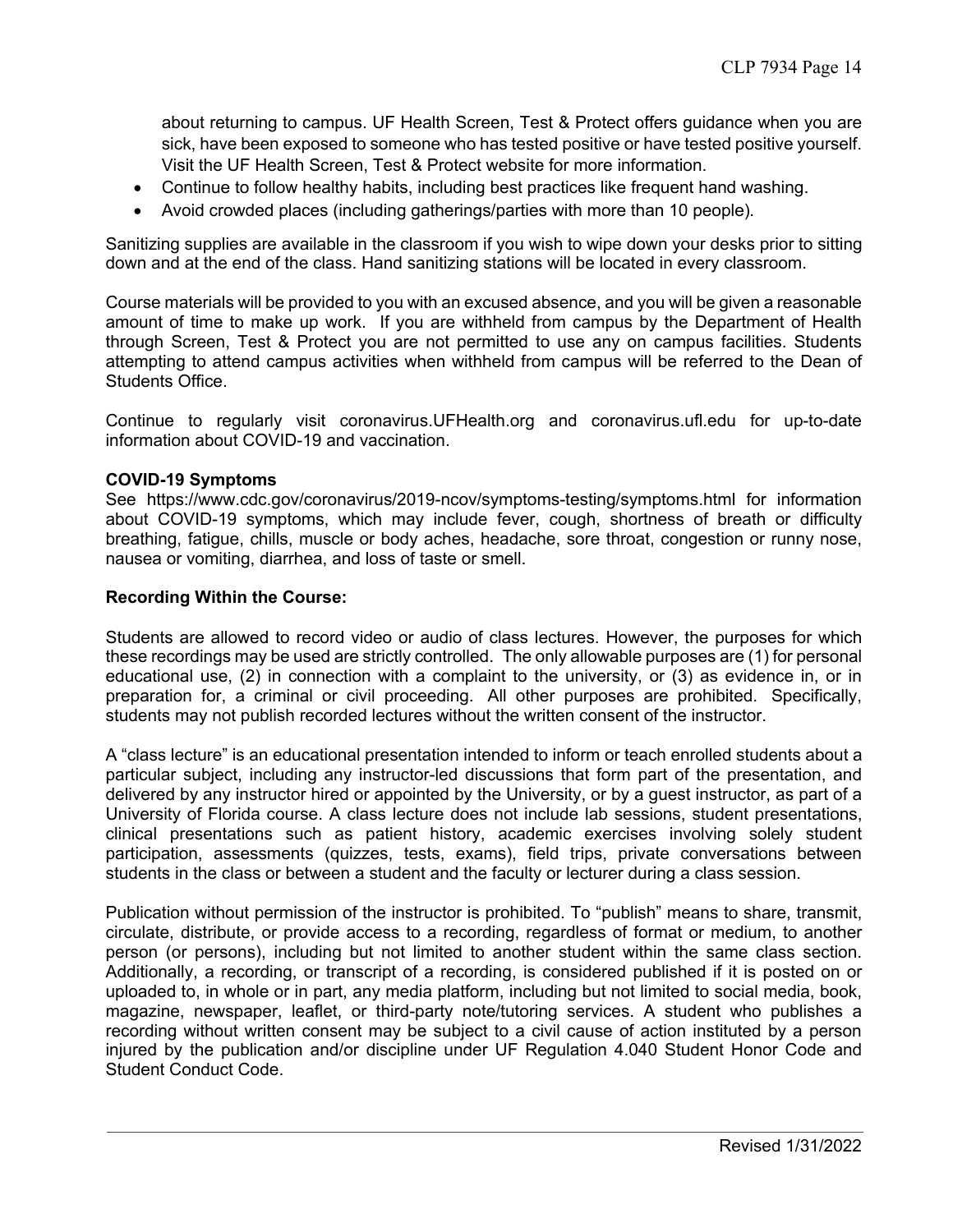about returning to campus. UF Health Screen, Test & Protect offers guidance when you are sick, have been exposed to someone who has tested positive or have tested positive yourself. Visit the UF Health Screen, Test & Protect website for more information.

- Continue to follow healthy habits, including best practices like frequent hand washing.
- Avoid crowded places (including gatherings/parties with more than 10 people).

Sanitizing supplies are available in the classroom if you wish to wipe down your desks prior to sitting down and at the end of the class. Hand sanitizing stations will be located in every classroom.

Course materials will be provided to you with an excused absence, and you will be given a reasonable amount of time to make up work. If you are withheld from campus by the Department of Health through Screen, Test & Protect you are not permitted to use any on campus facilities. Students attempting to attend campus activities when withheld from campus will be referred to the Dean of Students Office.

Continue to regularly visit coronavirus.UFHealth.org and coronavirus.ufl.edu for up-to-date information about COVID-19 and vaccination.

**COVID-19 Symptoms**

See https://www.cdc.gov/coronavirus/2019-ncov/symptoms-testing/symptoms.html for information about COVID-19 symptoms, which may include fever, cough, shortness of breath or difficulty breathing, fatigue, chills, muscle or body aches, headache, sore throat, congestion or runny nose, nausea or vomiting, diarrhea, and loss of taste or smell.

**Recording Within the Course:**

Students are allowed to record video or audio of class lectures. However, the purposes for which these recordings may be used are strictly controlled. The only allowable purposes are (1) for personal educational use, (2) in connection with a complaint to the university, or (3) as evidence in, or in preparation for, a criminal or civil proceeding. All other purposes are prohibited. Specifically, students may not publish recorded lectures without the written consent of the instructor.

A "class lecture" is an educational presentation intended to inform or teach enrolled students about a particular subject, including any instructor-led discussions that form part of the presentation, and delivered by any instructor hired or appointed by the University, or by a guest instructor, as part of a University of Florida course. A class lecture does not include lab sessions, student presentations, clinical presentations such as patient history, academic exercises involving solely student participation, assessments (quizzes, tests, exams), field trips, private conversations between students in the class or between a student and the faculty or lecturer during a class session.

Publication without permission of the instructor is prohibited. To "publish" means to share, transmit, circulate, distribute, or provide access to a recording, regardless of format or medium, to another person (or persons), including but not limited to another student within the same class section. Additionally, a recording, or transcript of a recording, is considered published if it is posted on or uploaded to, in whole or in part, any media platform, including but not limited to social media, book, magazine, newspaper, leaflet, or third-party note/tutoring services. A student who publishes a recording without written consent may be subject to a civil cause of action instituted by a person injured by the publication and/or discipline under UF Regulation 4.040 Student Honor Code and Student Conduct Code.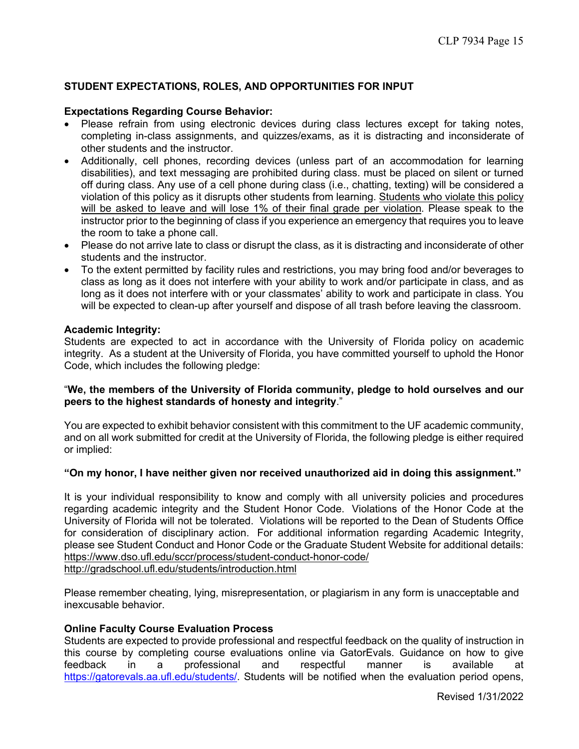## STUDENT EXPECTATIONS, ROLES, AND OPPORTUNITIES FOR INPUT

**Expectations Regarding Course Behavior:**

- Please refrain from using electronic devices during class lectures except for taking notes, completing in-class assignments, and quizzes/exams, as it is distracting and inconsiderate of other students and the instructor.
- Additionally, cell phones, recording devices (unless part of an accommodation for learning disabilities), and text messaging are prohibited during class. must be placed on silent or turned off during class. Any use of a cell phone during class (i.e., chatting, texting) will be considered a violation of this policy as it disrupts other students from learning. <u>Students who violate this policy will be asked to leave and will lose 1% of their final grade per violation</u>. Please speak to the instructor prior to the beginning of class if you experience an emergency that requires you to leave the room to take a phone call.
- Please do not arrive late to class or disrupt the class, as it is distracting and inconsiderate of other students and the instructor.
- To the extent permitted by facility rules and restrictions, you may bring food and/or beverages to class as long as it does not interfere with your ability to work and/or participate in class, and as long as it does not interfere with or your classmates' ability to work and participate in class. You will be expected to clean-up after yourself and dispose of all trash before leaving the classroom.

**Academic Integrity:**

Students are expected to act in accordance with the University of Florida policy on academic integrity. As a student at the University of Florida, you have committed yourself to uphold the Honor Code, which includes the following pledge:

"**We, the members of the University of Florida community, pledge to hold ourselves and our peers to the highest standards of honesty and integrity**."

You are expected to exhibit behavior consistent with this commitment to the UF academic community, and on all work submitted for credit at the University of Florida, the following pledge is either required or implied:

**"On my honor, I have neither given nor received unauthorized aid in doing this assignment."**

It is your individual responsibility to know and comply with all university policies and procedures regarding academic integrity and the Student Honor Code. Violations of the Honor Code at the University of Florida will not be tolerated. Violations will be reported to the Dean of Students Office for consideration of disciplinary action. For additional information regarding Academic Integrity, please see Student Conduct and Honor Code or the Graduate Student Website for additional details:
https://www.dso.ufl.edu/sccr/process/student-conduct-honor-code/
http://gradschool.ufl.edu/students/introduction.html

Please remember cheating, lying, misrepresentation, or plagiarism in any form is unacceptable and inexcusable behavior.

**Online Faculty Course Evaluation Process**

Students are expected to provide professional and respectful feedback on the quality of instruction in this course by completing course evaluations online via GatorEvals. Guidance on how to give feedback in a professional and respectful manner is available at https://gatorevals.aa.ufl.edu/students/. Students will be notified when the evaluation period opens,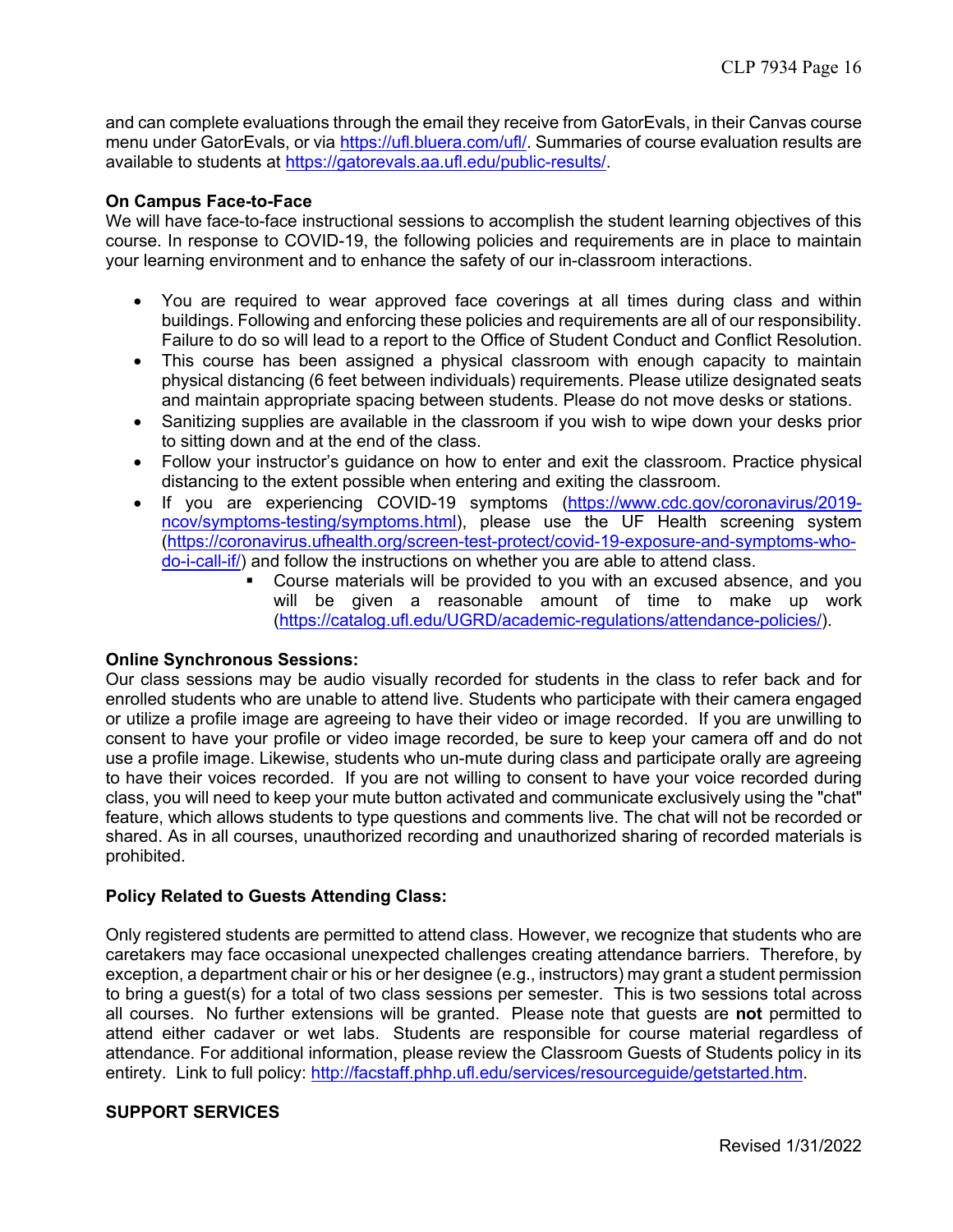and can complete evaluations through the email they receive from GatorEvals, in their Canvas course menu under GatorEvals, or via https://ufl.bluera.com/ufl/. Summaries of course evaluation results are available to students at https://gatorevals.aa.ufl.edu/public-results/.

**On Campus Face-to-Face**

We will have face-to-face instructional sessions to accomplish the student learning objectives of this course. In response to COVID-19, the following policies and requirements are in place to maintain your learning environment and to enhance the safety of our in-classroom interactions.

- You are required to wear approved face coverings at all times during class and within buildings. Following and enforcing these policies and requirements are all of our responsibility. Failure to do so will lead to a report to the Office of Student Conduct and Conflict Resolution.
- This course has been assigned a physical classroom with enough capacity to maintain physical distancing (6 feet between individuals) requirements. Please utilize designated seats and maintain appropriate spacing between students. Please do not move desks or stations.
- Sanitizing supplies are available in the classroom if you wish to wipe down your desks prior to sitting down and at the end of the class.
- Follow your instructor's guidance on how to enter and exit the classroom. Practice physical distancing to the extent possible when entering and exiting the classroom.
- If you are experiencing COVID-19 symptoms (https://www.cdc.gov/coronavirus/2019-ncov/symptoms-testing/symptoms.html), please use the UF Health screening system (https://coronavirus.ufhealth.org/screen-test-protect/covid-19-exposure-and-symptoms-who-do-i-call-if/) and follow the instructions on whether you are able to attend class.
    - Course materials will be provided to you with an excused absence, and you will be given a reasonable amount of time to make up work (https://catalog.ufl.edu/UGRD/academic-regulations/attendance-policies/).

**Online Synchronous Sessions:**

Our class sessions may be audio visually recorded for students in the class to refer back and for enrolled students who are unable to attend live. Students who participate with their camera engaged or utilize a profile image are agreeing to have their video or image recorded. If you are unwilling to consent to have your profile or video image recorded, be sure to keep your camera off and do not use a profile image. Likewise, students who un-mute during class and participate orally are agreeing to have their voices recorded. If you are not willing to consent to have your voice recorded during class, you will need to keep your mute button activated and communicate exclusively using the "chat" feature, which allows students to type questions and comments live. The chat will not be recorded or shared. As in all courses, unauthorized recording and unauthorized sharing of recorded materials is prohibited.

**Policy Related to Guests Attending Class:**

Only registered students are permitted to attend class. However, we recognize that students who are caretakers may face occasional unexpected challenges creating attendance barriers. Therefore, by exception, a department chair or his or her designee (e.g., instructors) may grant a student permission to bring a guest(s) for a total of two class sessions per semester. This is two sessions total across all courses. No further extensions will be granted. Please note that guests are **not** permitted to attend either cadaver or wet labs. Students are responsible for course material regardless of attendance. For additional information, please review the Classroom Guests of Students policy in its entirety. Link to full policy: http://facstaff.phhp.ufl.edu/services/resourceguide/getstarted.htm.

**SUPPORT SERVICES**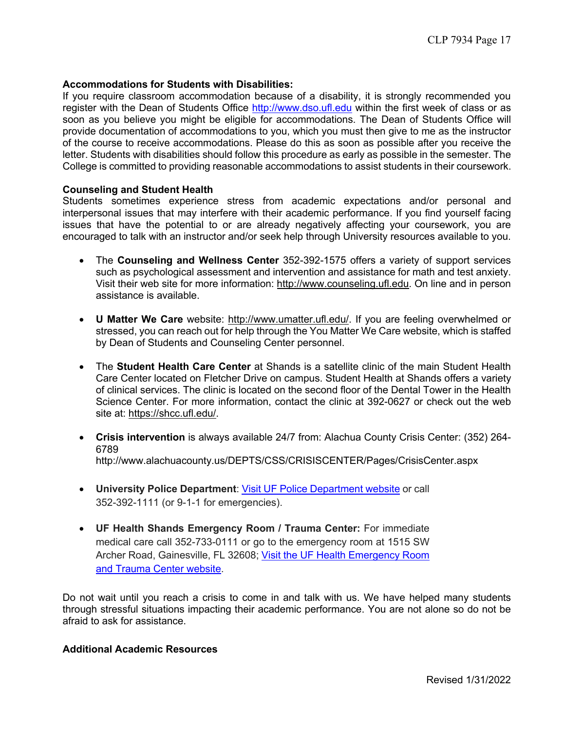**Accommodations for Students with Disabilities:**
If you require classroom accommodation because of a disability, it is strongly recommended you register with the Dean of Students Office http://www.dso.ufl.edu within the first week of class or as soon as you believe you might be eligible for accommodations. The Dean of Students Office will provide documentation of accommodations to you, which you must then give to me as the instructor of the course to receive accommodations. Please do this as soon as possible after you receive the letter. Students with disabilities should follow this procedure as early as possible in the semester. The College is committed to providing reasonable accommodations to assist students in their coursework.

**Counseling and Student Health**
Students sometimes experience stress from academic expectations and/or personal and interpersonal issues that may interfere with their academic performance. If you find yourself facing issues that have the potential to or are already negatively affecting your coursework, you are encouraged to talk with an instructor and/or seek help through University resources available to you.

- The **Counseling and Wellness Center** 352-392-1575 offers a variety of support services such as psychological assessment and intervention and assistance for math and test anxiety. Visit their web site for more information: http://www.counseling.ufl.edu. On line and in person assistance is available.

- **U Matter We Care** website: http://www.umatter.ufl.edu/. If you are feeling overwhelmed or stressed, you can reach out for help through the You Matter We Care website, which is staffed by Dean of Students and Counseling Center personnel.

- The **Student Health Care Center** at Shands is a satellite clinic of the main Student Health Care Center located on Fletcher Drive on campus. Student Health at Shands offers a variety of clinical services. The clinic is located on the second floor of the Dental Tower in the Health Science Center. For more information, contact the clinic at 392-0627 or check out the web site at: https://shcc.ufl.edu/.

- **Crisis intervention** is always available 24/7 from: Alachua County Crisis Center: (352) 264-6789
http://www.alachuacounty.us/DEPTS/CSS/CRISISCENTER/Pages/CrisisCenter.aspx

- **University Police Department**: Visit UF Police Department website or call 352-392-1111 (or 9-1-1 for emergencies).

- **UF Health Shands Emergency Room / Trauma Center:** For immediate medical care call 352-733-0111 or go to the emergency room at 1515 SW Archer Road, Gainesville, FL 32608; Visit the UF Health Emergency Room and Trauma Center website.

Do not wait until you reach a crisis to come in and talk with us. We have helped many students through stressful situations impacting their academic performance. You are not alone so do not be afraid to ask for assistance.

**Additional Academic Resources**

Revised 1/31/2022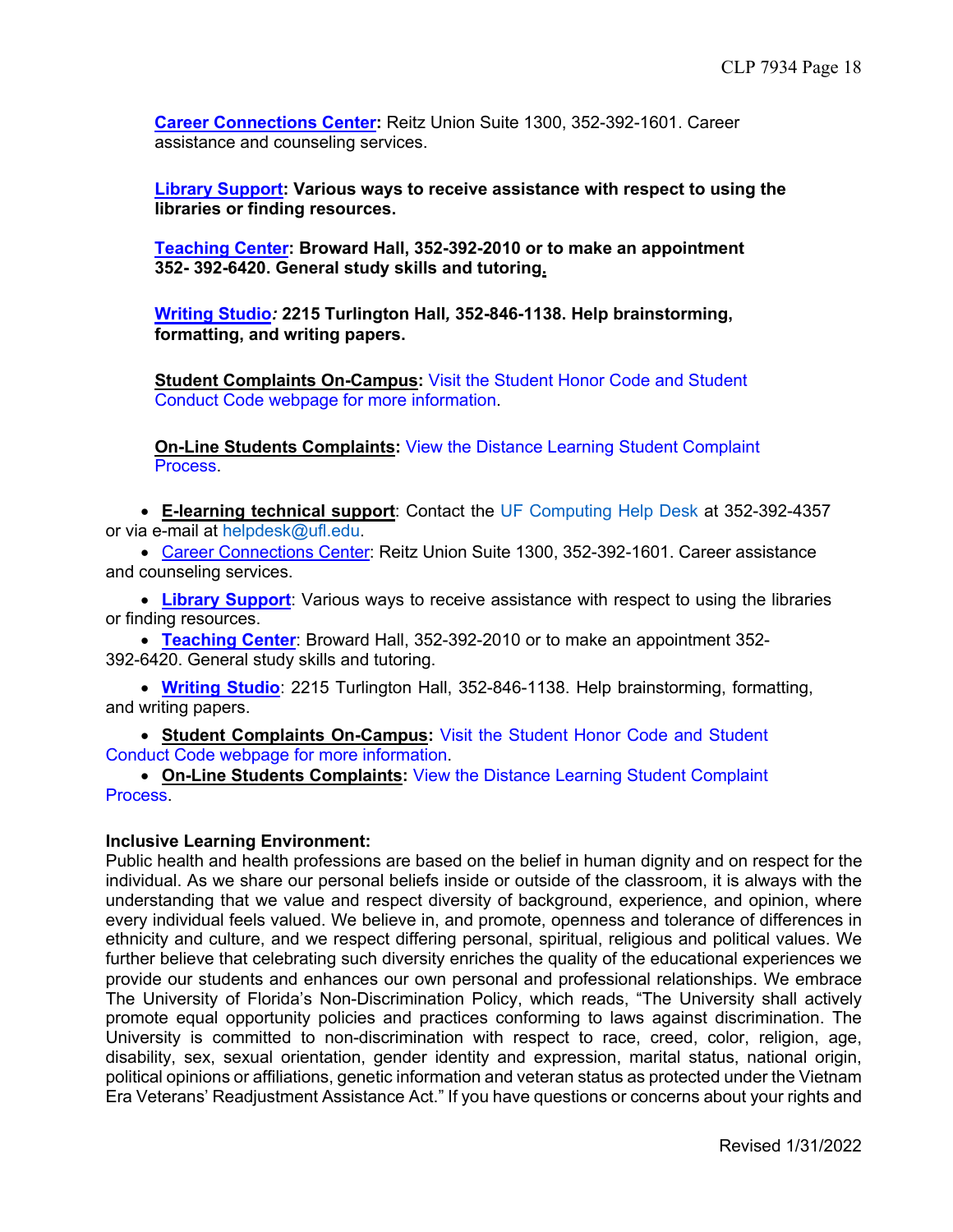**Career Connections Center:** Reitz Union Suite 1300, 352-392-1601. Career assistance and counseling services.

**Library Support: Various ways to receive assistance with respect to using the libraries or finding resources.**

**Teaching Center: Broward Hall, 352-392-2010 or to make an appointment 352- 392-6420. General study skills and tutoring.**

**Writing Studio*:* 2215 Turlington Hall*,* 352-846-1138. Help brainstorming, formatting, and writing papers.**

**Student Complaints On-Campus:** Visit the Student Honor Code and Student Conduct Code webpage for more information.

**On-Line Students Complaints:** View the Distance Learning Student Complaint Process.

- **E-learning technical support**: Contact the UF Computing Help Desk at 352-392-4357 or via e-mail at helpdesk@ufl.edu.
- Career Connections Center: Reitz Union Suite 1300, 352-392-1601. Career assistance and counseling services.
- **Library Support**: Various ways to receive assistance with respect to using the libraries or finding resources.
- **Teaching Center**: Broward Hall, 352-392-2010 or to make an appointment 352-392-6420. General study skills and tutoring.
- **Writing Studio**: 2215 Turlington Hall, 352-846-1138. Help brainstorming, formatting, and writing papers.
- **Student Complaints On-Campus:** Visit the Student Honor Code and Student Conduct Code webpage for more information.
- **On-Line Students Complaints:** View the Distance Learning Student Complaint Process.

**Inclusive Learning Environment:**

Public health and health professions are based on the belief in human dignity and on respect for the individual. As we share our personal beliefs inside or outside of the classroom, it is always with the understanding that we value and respect diversity of background, experience, and opinion, where every individual feels valued. We believe in, and promote, openness and tolerance of differences in ethnicity and culture, and we respect differing personal, spiritual, religious and political values. We further believe that celebrating such diversity enriches the quality of the educational experiences we provide our students and enhances our own personal and professional relationships. We embrace The University of Florida's Non-Discrimination Policy, which reads, "The University shall actively promote equal opportunity policies and practices conforming to laws against discrimination. The University is committed to non-discrimination with respect to race, creed, color, religion, age, disability, sex, sexual orientation, gender identity and expression, marital status, national origin, political opinions or affiliations, genetic information and veteran status as protected under the Vietnam Era Veterans' Readjustment Assistance Act." If you have questions or concerns about your rights and

Revised 1/31/2022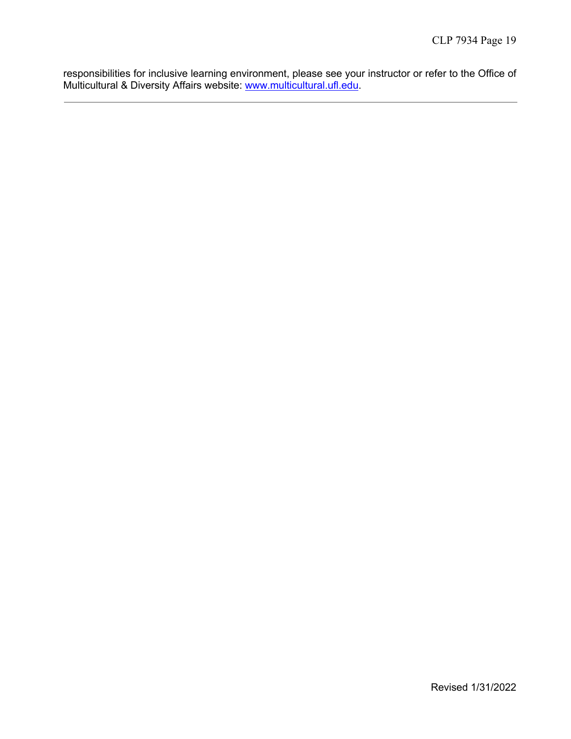responsibilities for inclusive learning environment, please see your instructor or refer to the Office of Multicultural & Diversity Affairs website: [www.multicultural.ufl.edu](http://www.multicultural.ufl.edu).

---

Revised 1/31/2022